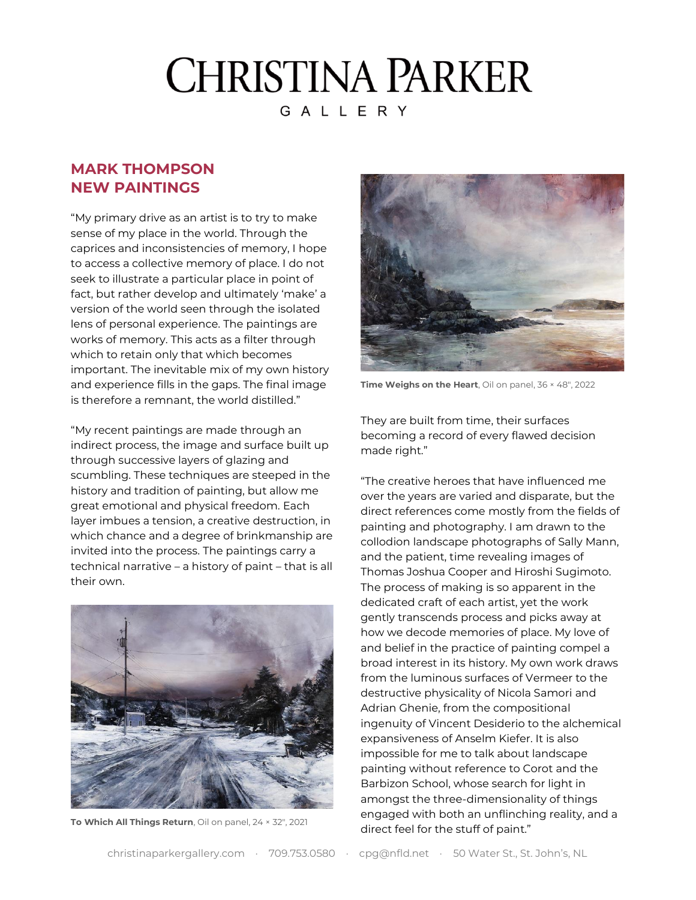# CHRISTINA PARKER GALLERY

## MARK THOMPSON
## NEW PAINTINGS

“My primary drive as an artist is to try to make sense of my place in the world. Through the caprices and inconsistencies of memory, I hope to access a collective memory of place. I do not seek to illustrate a particular place in point of fact, but rather develop and ultimately ‘make’ a version of the world seen through the isolated lens of personal experience. The paintings are works of memory. This acts as a filter through which to retain only that which becomes important. The inevitable mix of my own history and experience fills in the gaps. The final image is therefore a remnant, the world distilled.”

“My recent paintings are made through an indirect process, the image and surface built up through successive layers of glazing and scumbling. These techniques are steeped in the history and tradition of painting, but allow me great emotional and physical freedom. Each layer imbues a tension, a creative destruction, in which chance and a degree of brinkmanship are invited into the process. The paintings carry a technical narrative – a history of paint – that is all their own.

**To Which All Things Return**, Oil on panel, 24 × 32", 2021

**Time Weighs on the Heart**, Oil on panel, 36 × 48", 2022

They are built from time, their surfaces becoming a record of every flawed decision made right.”

“The creative heroes that have influenced me over the years are varied and disparate, but the direct references come mostly from the fields of painting and photography. I am drawn to the collodion landscape photographs of Sally Mann, and the patient, time revealing images of Thomas Joshua Cooper and Hiroshi Sugimoto. The process of making is so apparent in the dedicated craft of each artist, yet the work gently transcends process and picks away at how we decode memories of place. My love of and belief in the practice of painting compel a broad interest in its history. My own work draws from the luminous surfaces of Vermeer to the destructive physicality of Nicola Samori and Adrian Ghenie, from the compositional ingenuity of Vincent Desiderio to the alchemical expansiveness of Anselm Kiefer. It is also impossible for me to talk about landscape painting without reference to Corot and the Barbizon School, whose search for light in amongst the three-dimensionality of things engaged with both an unflinching reality, and a direct feel for the stuff of paint.”

christinaparkergallery.com · 709.753.0580 · cpg@nfld.net · 50 Water St., St. John’s, NL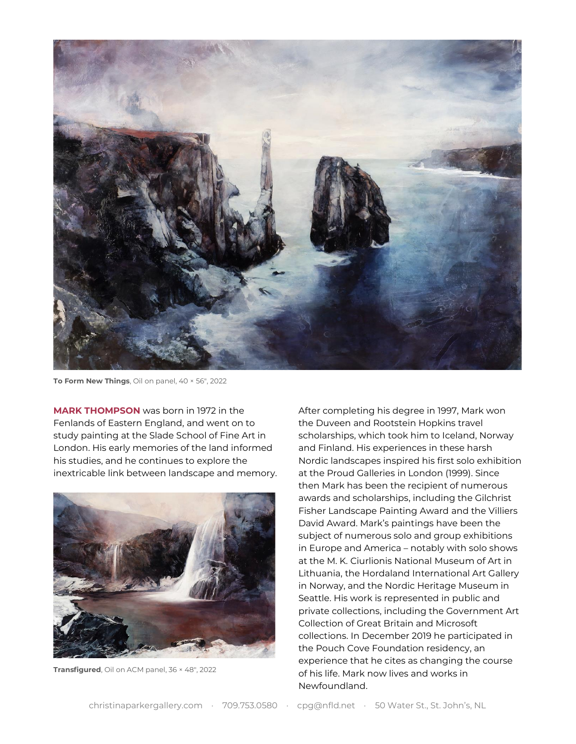**To Form New Things**, Oil on panel, 40 × 56", 2022

**MARK THOMPSON** was born in 1972 in the Fenlands of Eastern England, and went on to study painting at the Slade School of Fine Art in London. His early memories of the land informed his studies, and he continues to explore the inextricable link between landscape and memory.

**Transfigured**, Oil on ACM panel, 36 × 48", 2022

After completing his degree in 1997, Mark won the Duveen and Rootstein Hopkins travel scholarships, which took him to Iceland, Norway and Finland. His experiences in these harsh Nordic landscapes inspired his first solo exhibition at the Proud Galleries in London (1999). Since then Mark has been the recipient of numerous awards and scholarships, including the Gilchrist Fisher Landscape Painting Award and the Villiers David Award. Mark's paintings have been the subject of numerous solo and group exhibitions in Europe and America – notably with solo shows at the M. K. Ciurlionis National Museum of Art in Lithuania, the Hordaland International Art Gallery in Norway, and the Nordic Heritage Museum in Seattle. His work is represented in public and private collections, including the Government Art Collection of Great Britain and Microsoft collections. In December 2019 he participated in the Pouch Cove Foundation residency, an experience that he cites as changing the course of his life. Mark now lives and works in Newfoundland.

christinaparkergallery.com · 709.753.0580 · cpg@nfld.net · 50 Water St., St. John's, NL